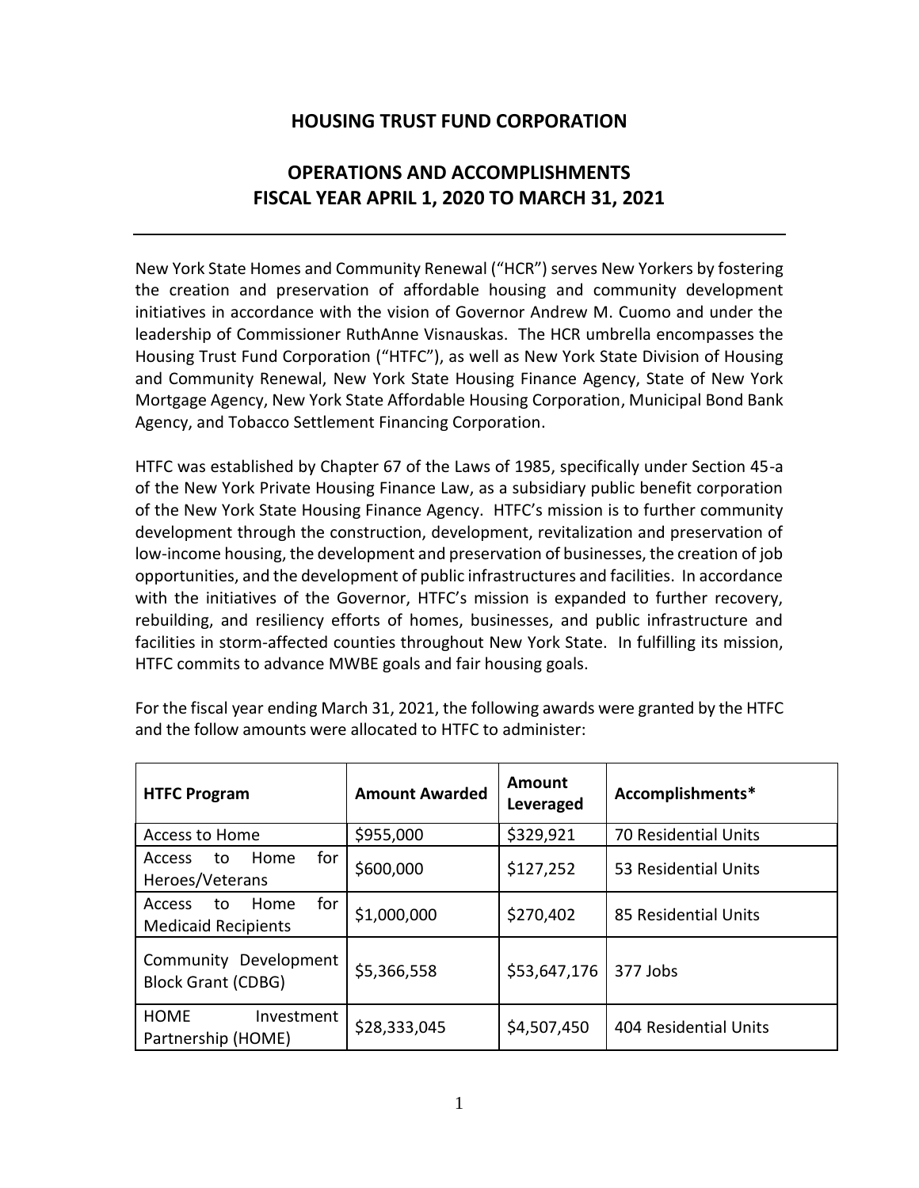# HOUSING TRUST FUND CORPORATION

## OPERATIONS AND ACCOMPLISHMENTS FISCAL YEAR APRIL 1, 2020 TO MARCH 31, 2021

New York State Homes and Community Renewal ("HCR") serves New Yorkers by fostering the creation and preservation of affordable housing and community development initiatives in accordance with the vision of Governor Andrew M. Cuomo and under the leadership of Commissioner RuthAnne Visnauskas. The HCR umbrella encompasses the Housing Trust Fund Corporation ("HTFC"), as well as New York State Division of Housing and Community Renewal, New York State Housing Finance Agency, State of New York Mortgage Agency, New York State Affordable Housing Corporation, Municipal Bond Bank Agency, and Tobacco Settlement Financing Corporation.

HTFC was established by Chapter 67 of the Laws of 1985, specifically under Section 45-a of the New York Private Housing Finance Law, as a subsidiary public benefit corporation of the New York State Housing Finance Agency. HTFC's mission is to further community development through the construction, development, revitalization and preservation of low-income housing, the development and preservation of businesses, the creation of job opportunities, and the development of public infrastructures and facilities. In accordance with the initiatives of the Governor, HTFC's mission is expanded to further recovery, rebuilding, and resiliency efforts of homes, businesses, and public infrastructure and facilities in storm-affected counties throughout New York State. In fulfilling its mission, HTFC commits to advance MWBE goals and fair housing goals.

For the fiscal year ending March 31, 2021, the following awards were granted by the HTFC and the follow amounts were allocated to HTFC to administer:

| HTFC Program | Amount Awarded | Amount Leveraged | Accomplishments* |
|---|---|---|---|
| Access to Home | $955,000 | $329,921 | 70 Residential Units |
| Access to Home for Heroes/Veterans | $600,000 | $127,252 | 53 Residential Units |
| Access to Home for Medicaid Recipients | $1,000,000 | $270,402 | 85 Residential Units |
| Community Development Block Grant (CDBG) | $5,366,558 | $53,647,176 | 377 Jobs |
| HOME Investment Partnership (HOME) | $28,333,045 | $4,507,450 | 404 Residential Units |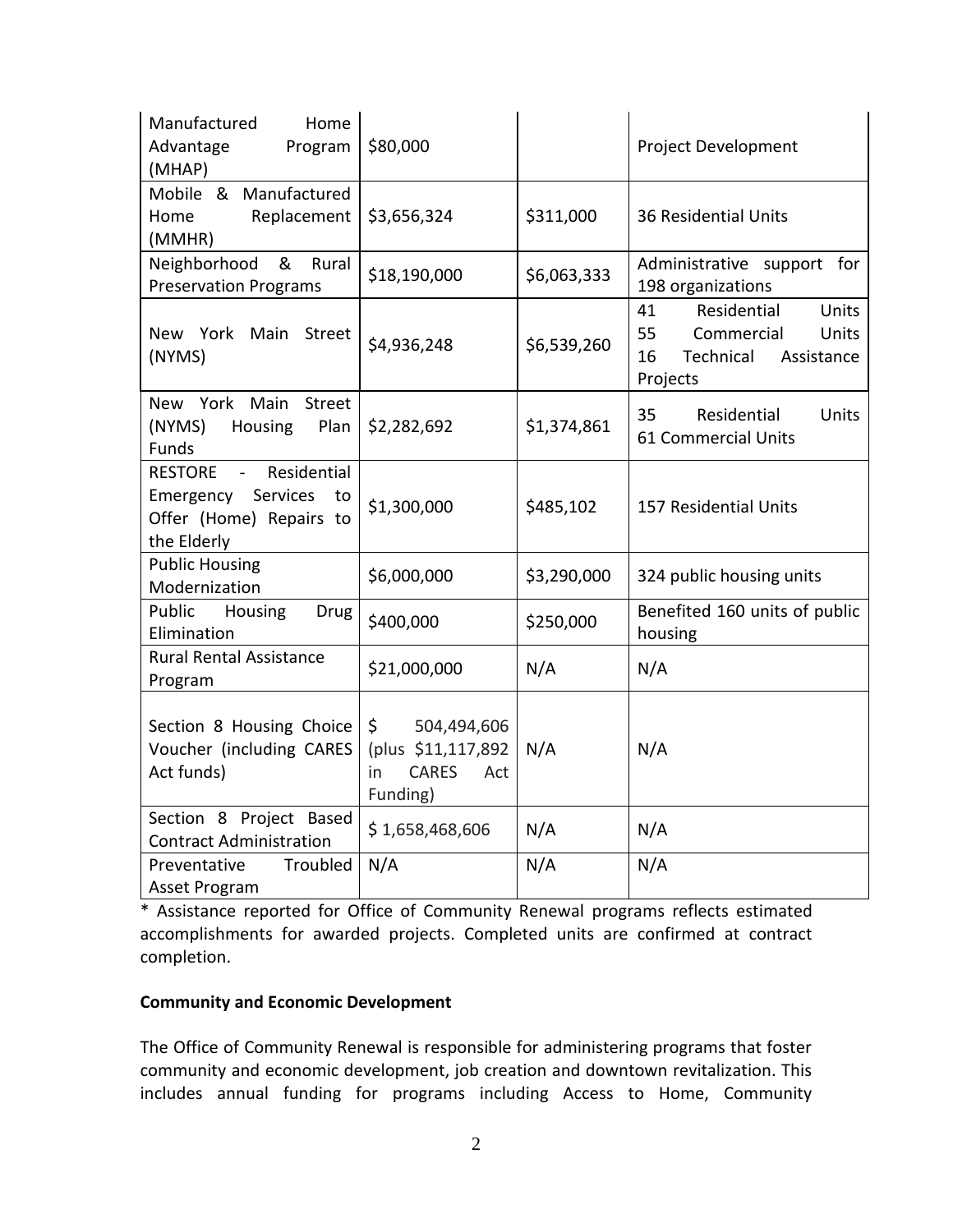| | | | |
|---|---|---|---|
| Manufactured Home Advantage Program (MHAP) | $80,000 | | Project Development |
| Mobile & Manufactured Home Replacement (MMHR) | $3,656,324 | $311,000 | 36 Residential Units |
| Neighborhood & Rural Preservation Programs | $18,190,000 | $6,063,333 | Administrative support for 198 organizations |
| New York Main Street (NYMS) | $4,936,248 | $6,539,260 | 41 Residential Units<br>55 Commercial Units<br>16 Technical Assistance Projects |
| New York Main Street (NYMS) Housing Plan Funds | $2,282,692 | $1,374,861 | 35 Residential Units<br>61 Commercial Units |
| RESTORE - Residential Emergency Services to Offer (Home) Repairs to the Elderly | $1,300,000 | $485,102 | 157 Residential Units |
| Public Housing Modernization | $6,000,000 | $3,290,000 | 324 public housing units |
| Public Housing Drug Elimination | $400,000 | $250,000 | Benefited 160 units of public housing |
| Rural Rental Assistance Program | $21,000,000 | N/A | N/A |
| Section 8 Housing Choice Voucher (including CARES Act funds) | $ 504,494,606 (plus $11,117,892 in CARES Act Funding) | N/A | N/A |
| Section 8 Project Based Contract Administration | $ 1,658,468,606 | N/A | N/A |
| Preventative Troubled Asset Program | N/A | N/A | N/A |

* Assistance reported for Office of Community Renewal programs reflects estimated accomplishments for awarded projects. Completed units are confirmed at contract completion.

**Community and Economic Development**

The Office of Community Renewal is responsible for administering programs that foster community and economic development, job creation and downtown revitalization. This includes annual funding for programs including Access to Home, Community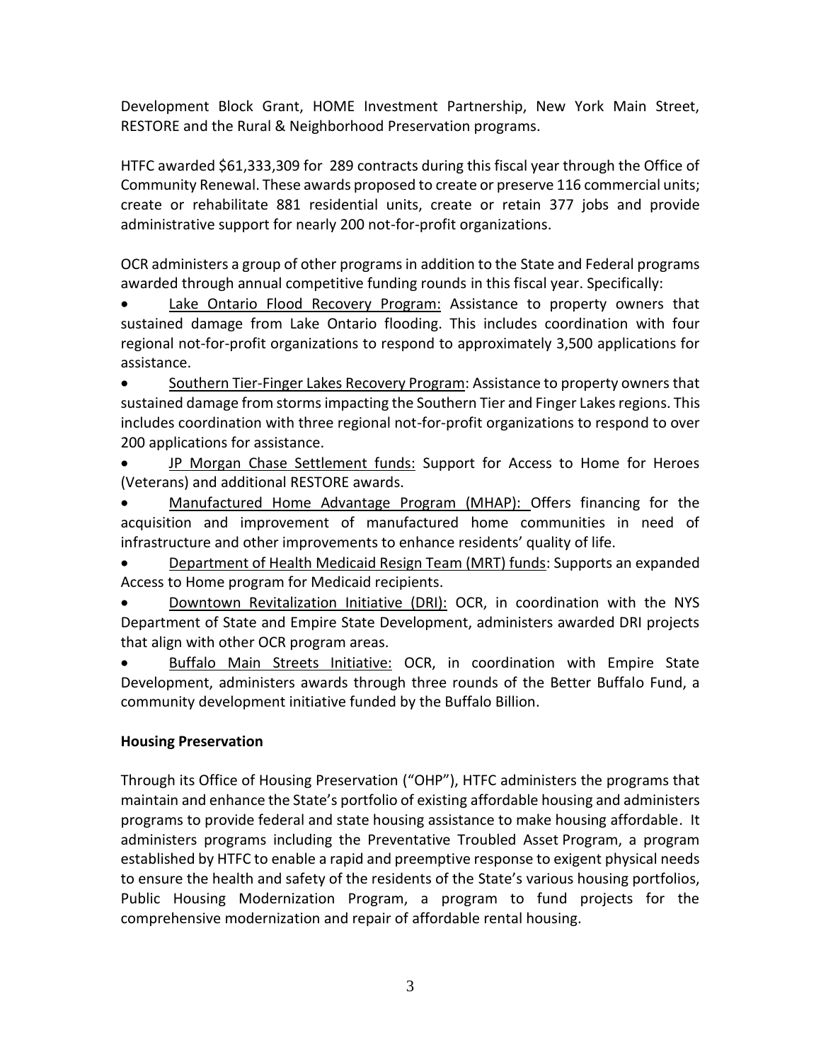Development Block Grant, HOME Investment Partnership, New York Main Street, RESTORE and the Rural & Neighborhood Preservation programs.

HTFC awarded $61,333,309 for 289 contracts during this fiscal year through the Office of Community Renewal. These awards proposed to create or preserve 116 commercial units; create or rehabilitate 881 residential units, create or retain 377 jobs and provide administrative support for nearly 200 not-for-profit organizations.

OCR administers a group of other programs in addition to the State and Federal programs awarded through annual competitive funding rounds in this fiscal year. Specifically:

- Lake Ontario Flood Recovery Program: Assistance to property owners that sustained damage from Lake Ontario flooding. This includes coordination with four regional not-for-profit organizations to respond to approximately 3,500 applications for assistance.
- Southern Tier-Finger Lakes Recovery Program: Assistance to property owners that sustained damage from storms impacting the Southern Tier and Finger Lakes regions. This includes coordination with three regional not-for-profit organizations to respond to over 200 applications for assistance.
- JP Morgan Chase Settlement funds: Support for Access to Home for Heroes (Veterans) and additional RESTORE awards.
- Manufactured Home Advantage Program (MHAP): Offers financing for the acquisition and improvement of manufactured home communities in need of infrastructure and other improvements to enhance residents' quality of life.
- Department of Health Medicaid Resign Team (MRT) funds: Supports an expanded Access to Home program for Medicaid recipients.
- Downtown Revitalization Initiative (DRI): OCR, in coordination with the NYS Department of State and Empire State Development, administers awarded DRI projects that align with other OCR program areas.
- Buffalo Main Streets Initiative: OCR, in coordination with Empire State Development, administers awards through three rounds of the Better Buffalo Fund, a community development initiative funded by the Buffalo Billion.

**Housing Preservation**

Through its Office of Housing Preservation ("OHP"), HTFC administers the programs that maintain and enhance the State's portfolio of existing affordable housing and administers programs to provide federal and state housing assistance to make housing affordable. It administers programs including the Preventative Troubled Asset Program, a program established by HTFC to enable a rapid and preemptive response to exigent physical needs to ensure the health and safety of the residents of the State's various housing portfolios, Public Housing Modernization Program, a program to fund projects for the comprehensive modernization and repair of affordable rental housing.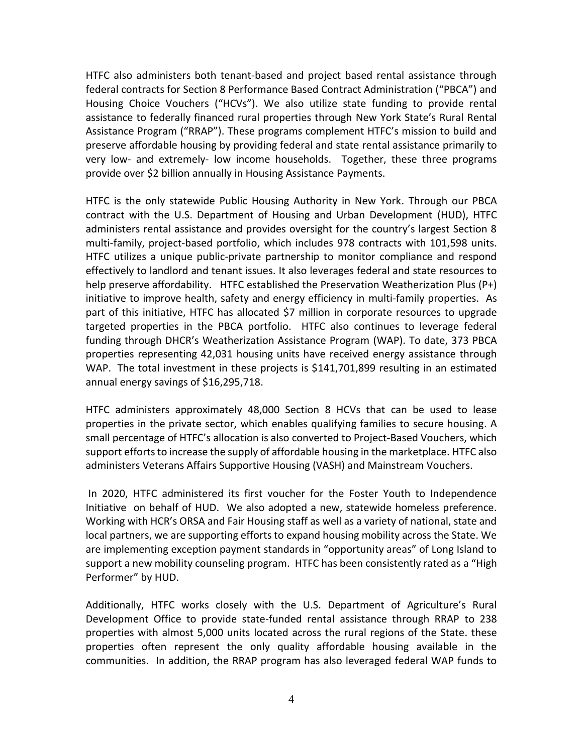HTFC also administers both tenant-based and project based rental assistance through federal contracts for Section 8 Performance Based Contract Administration ("PBCA") and Housing Choice Vouchers ("HCVs"). We also utilize state funding to provide rental assistance to federally financed rural properties through New York State's Rural Rental Assistance Program ("RRAP"). These programs complement HTFC's mission to build and preserve affordable housing by providing federal and state rental assistance primarily to very low- and extremely- low income households. Together, these three programs provide over $2 billion annually in Housing Assistance Payments.

HTFC is the only statewide Public Housing Authority in New York. Through our PBCA contract with the U.S. Department of Housing and Urban Development (HUD), HTFC administers rental assistance and provides oversight for the country's largest Section 8 multi-family, project-based portfolio, which includes 978 contracts with 101,598 units. HTFC utilizes a unique public-private partnership to monitor compliance and respond effectively to landlord and tenant issues. It also leverages federal and state resources to help preserve affordability. HTFC established the Preservation Weatherization Plus (P+) initiative to improve health, safety and energy efficiency in multi-family properties. As part of this initiative, HTFC has allocated $7 million in corporate resources to upgrade targeted properties in the PBCA portfolio. HTFC also continues to leverage federal funding through DHCR's Weatherization Assistance Program (WAP). To date, 373 PBCA properties representing 42,031 housing units have received energy assistance through WAP. The total investment in these projects is $141,701,899 resulting in an estimated annual energy savings of $16,295,718.

HTFC administers approximately 48,000 Section 8 HCVs that can be used to lease properties in the private sector, which enables qualifying families to secure housing. A small percentage of HTFC's allocation is also converted to Project-Based Vouchers, which support efforts to increase the supply of affordable housing in the marketplace. HTFC also administers Veterans Affairs Supportive Housing (VASH) and Mainstream Vouchers.

In 2020, HTFC administered its first voucher for the Foster Youth to Independence Initiative on behalf of HUD. We also adopted a new, statewide homeless preference. Working with HCR's ORSA and Fair Housing staff as well as a variety of national, state and local partners, we are supporting efforts to expand housing mobility across the State. We are implementing exception payment standards in "opportunity areas" of Long Island to support a new mobility counseling program. HTFC has been consistently rated as a "High Performer" by HUD.

Additionally, HTFC works closely with the U.S. Department of Agriculture's Rural Development Office to provide state-funded rental assistance through RRAP to 238 properties with almost 5,000 units located across the rural regions of the State. these properties often represent the only quality affordable housing available in the communities. In addition, the RRAP program has also leveraged federal WAP funds to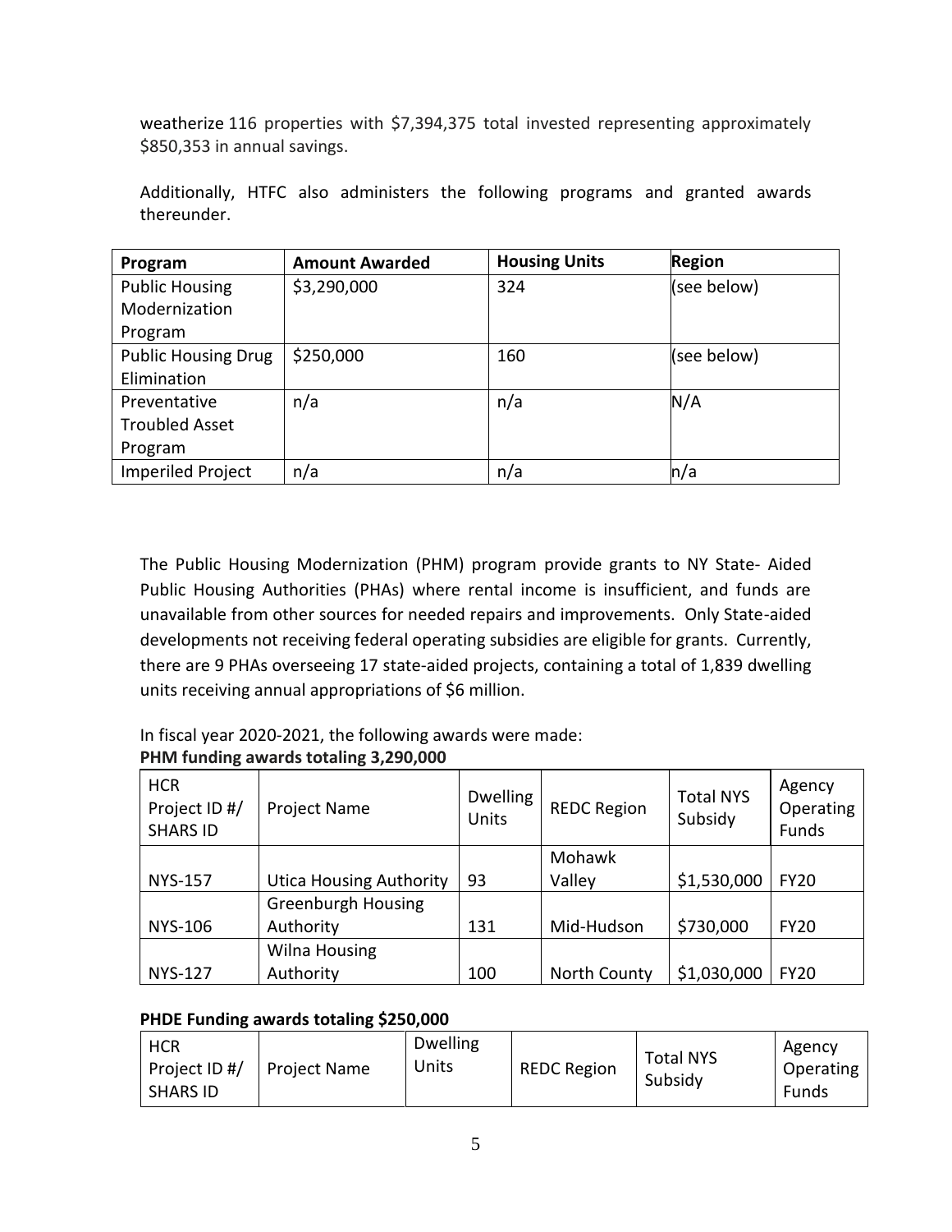weatherize 116 properties with $7,394,375 total invested representing approximately $850,353 in annual savings.

Additionally, HTFC also administers the following programs and granted awards thereunder.

| Program | Amount Awarded | Housing Units | Region |
|---|---|---|---|
| Public Housing Modernization Program | $3,290,000 | 324 | (see below) |
| Public Housing Drug Elimination | $250,000 | 160 | (see below) |
| Preventative Troubled Asset Program | n/a | n/a | N/A |
| Imperiled Project | n/a | n/a | n/a |

The Public Housing Modernization (PHM) program provide grants to NY State- Aided Public Housing Authorities (PHAs) where rental income is insufficient, and funds are unavailable from other sources for needed repairs and improvements. Only State-aided developments not receiving federal operating subsidies are eligible for grants. Currently, there are 9 PHAs overseeing 17 state-aided projects, containing a total of 1,839 dwelling units receiving annual appropriations of $6 million.

In fiscal year 2020-2021, the following awards were made:

**PHM funding awards totaling 3,290,000**

| HCR Project ID #/ SHARS ID | Project Name | Dwelling Units | REDC Region | Total NYS Subsidy | Agency Operating Funds |
|---|---|---|---|---|---|
| NYS-157 | Utica Housing Authority | 93 | Mohawk Valley | $1,530,000 | FY20 |
| NYS-106 | Greenburgh Housing Authority | 131 | Mid-Hudson | $730,000 | FY20 |
| NYS-127 | Wilna Housing Authority | 100 | North County | $1,030,000 | FY20 |

**PHDE Funding awards totaling $250,000**

| HCR Project ID #/ SHARS ID | Project Name | Dwelling Units | REDC Region | Total NYS Subsidy | Agency Operating Funds |
|---|---|---|---|---|---|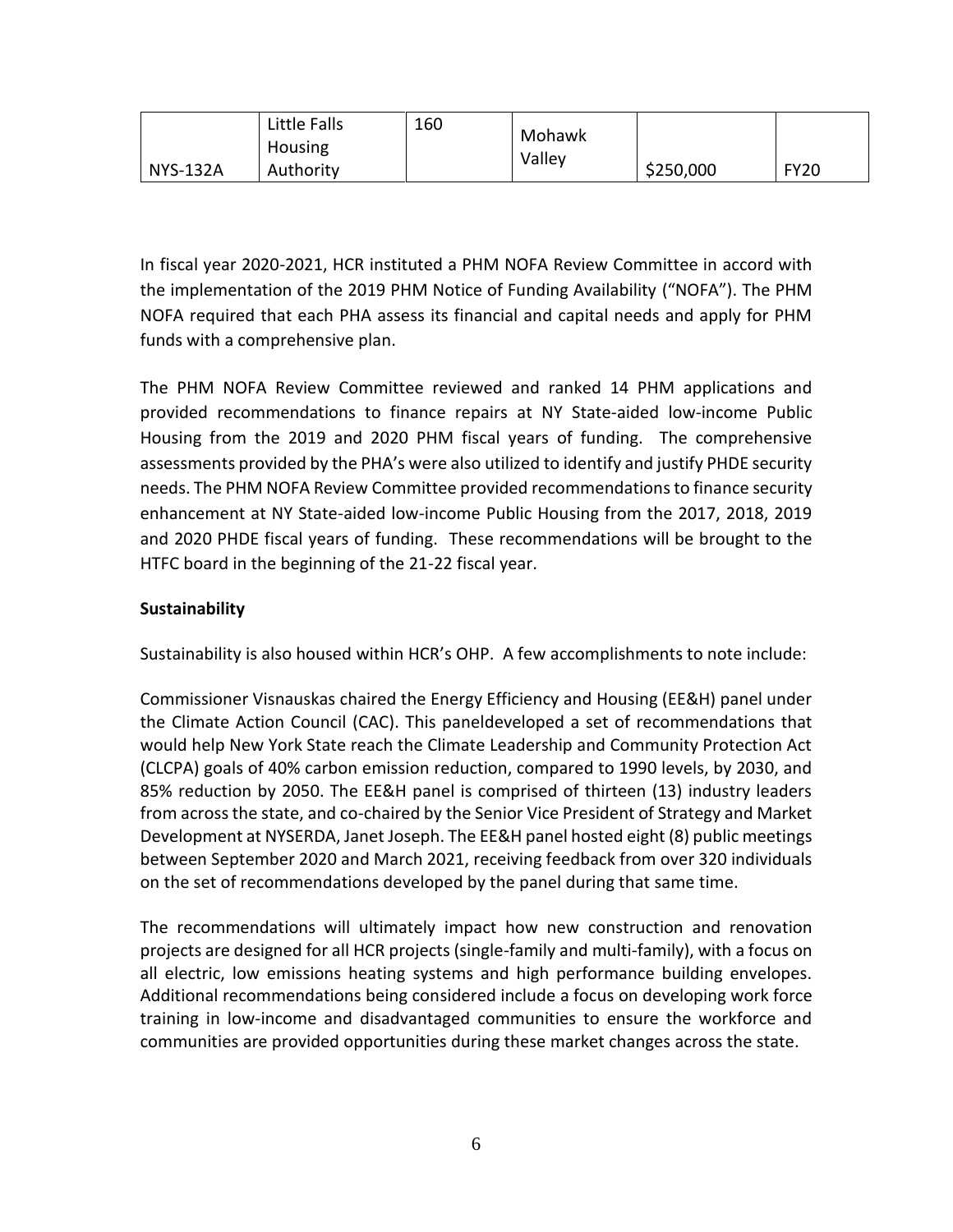| NYS-132A | Little Falls Housing Authority | 160 | Mohawk Valley | $250,000 | FY20 |
|---|---|---|---|---|---|

In fiscal year 2020-2021, HCR instituted a PHM NOFA Review Committee in accord with the implementation of the 2019 PHM Notice of Funding Availability ("NOFA"). The PHM NOFA required that each PHA assess its financial and capital needs and apply for PHM funds with a comprehensive plan.

The PHM NOFA Review Committee reviewed and ranked 14 PHM applications and provided recommendations to finance repairs at NY State-aided low-income Public Housing from the 2019 and 2020 PHM fiscal years of funding. The comprehensive assessments provided by the PHA's were also utilized to identify and justify PHDE security needs. The PHM NOFA Review Committee provided recommendations to finance security enhancement at NY State-aided low-income Public Housing from the 2017, 2018, 2019 and 2020 PHDE fiscal years of funding. These recommendations will be brought to the HTFC board in the beginning of the 21-22 fiscal year.

**Sustainability**

Sustainability is also housed within HCR's OHP. A few accomplishments to note include:

Commissioner Visnauskas chaired the Energy Efficiency and Housing (EE&H) panel under the Climate Action Council (CAC). This paneldeveloped a set of recommendations that would help New York State reach the Climate Leadership and Community Protection Act (CLCPA) goals of 40% carbon emission reduction, compared to 1990 levels, by 2030, and 85% reduction by 2050. The EE&H panel is comprised of thirteen (13) industry leaders from across the state, and co-chaired by the Senior Vice President of Strategy and Market Development at NYSERDA, Janet Joseph. The EE&H panel hosted eight (8) public meetings between September 2020 and March 2021, receiving feedback from over 320 individuals on the set of recommendations developed by the panel during that same time.

The recommendations will ultimately impact how new construction and renovation projects are designed for all HCR projects (single-family and multi-family), with a focus on all electric, low emissions heating systems and high performance building envelopes. Additional recommendations being considered include a focus on developing work force training in low-income and disadvantaged communities to ensure the workforce and communities are provided opportunities during these market changes across the state.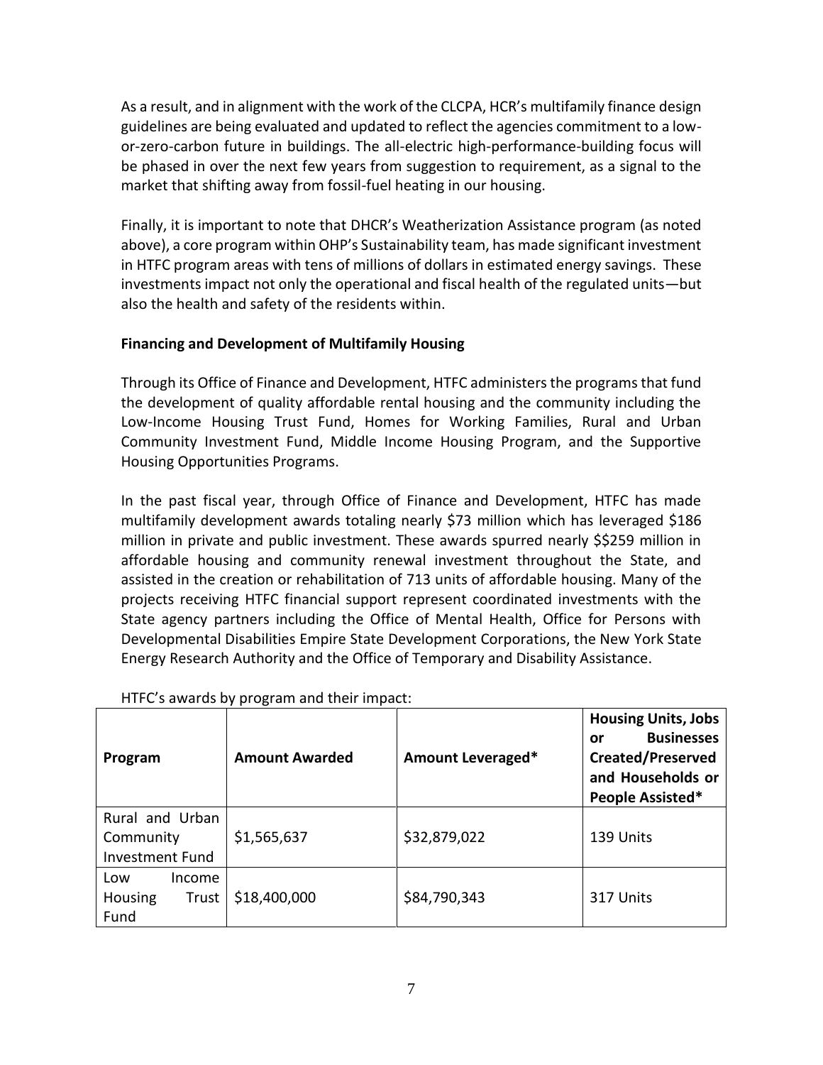As a result, and in alignment with the work of the CLCPA, HCR's multifamily finance design guidelines are being evaluated and updated to reflect the agencies commitment to a low-or-zero-carbon future in buildings. The all-electric high-performance-building focus will be phased in over the next few years from suggestion to requirement, as a signal to the market that shifting away from fossil-fuel heating in our housing.

Finally, it is important to note that DHCR's Weatherization Assistance program (as noted above), a core program within OHP's Sustainability team, has made significant investment in HTFC program areas with tens of millions of dollars in estimated energy savings. These investments impact not only the operational and fiscal health of the regulated units—but also the health and safety of the residents within.

**Financing and Development of Multifamily Housing**

Through its Office of Finance and Development, HTFC administers the programs that fund the development of quality affordable rental housing and the community including the Low-Income Housing Trust Fund, Homes for Working Families, Rural and Urban Community Investment Fund, Middle Income Housing Program, and the Supportive Housing Opportunities Programs.

In the past fiscal year, through Office of Finance and Development, HTFC has made multifamily development awards totaling nearly $73 million which has leveraged $186 million in private and public investment. These awards spurred nearly $$259 million in affordable housing and community renewal investment throughout the State, and assisted in the creation or rehabilitation of 713 units of affordable housing. Many of the projects receiving HTFC financial support represent coordinated investments with the State agency partners including the Office of Mental Health, Office for Persons with Developmental Disabilities Empire State Development Corporations, the New York State Energy Research Authority and the Office of Temporary and Disability Assistance.

HTFC's awards by program and their impact:

| Program | Amount Awarded | Amount Leveraged* | Housing Units, Jobs or Businesses Created/Preserved and Households or People Assisted* |
|---|---|---|---|
| Rural and Urban Community Investment Fund | $1,565,637 | $32,879,022 | 139 Units |
| Low Income Housing Trust Fund | $18,400,000 | $84,790,343 | 317 Units |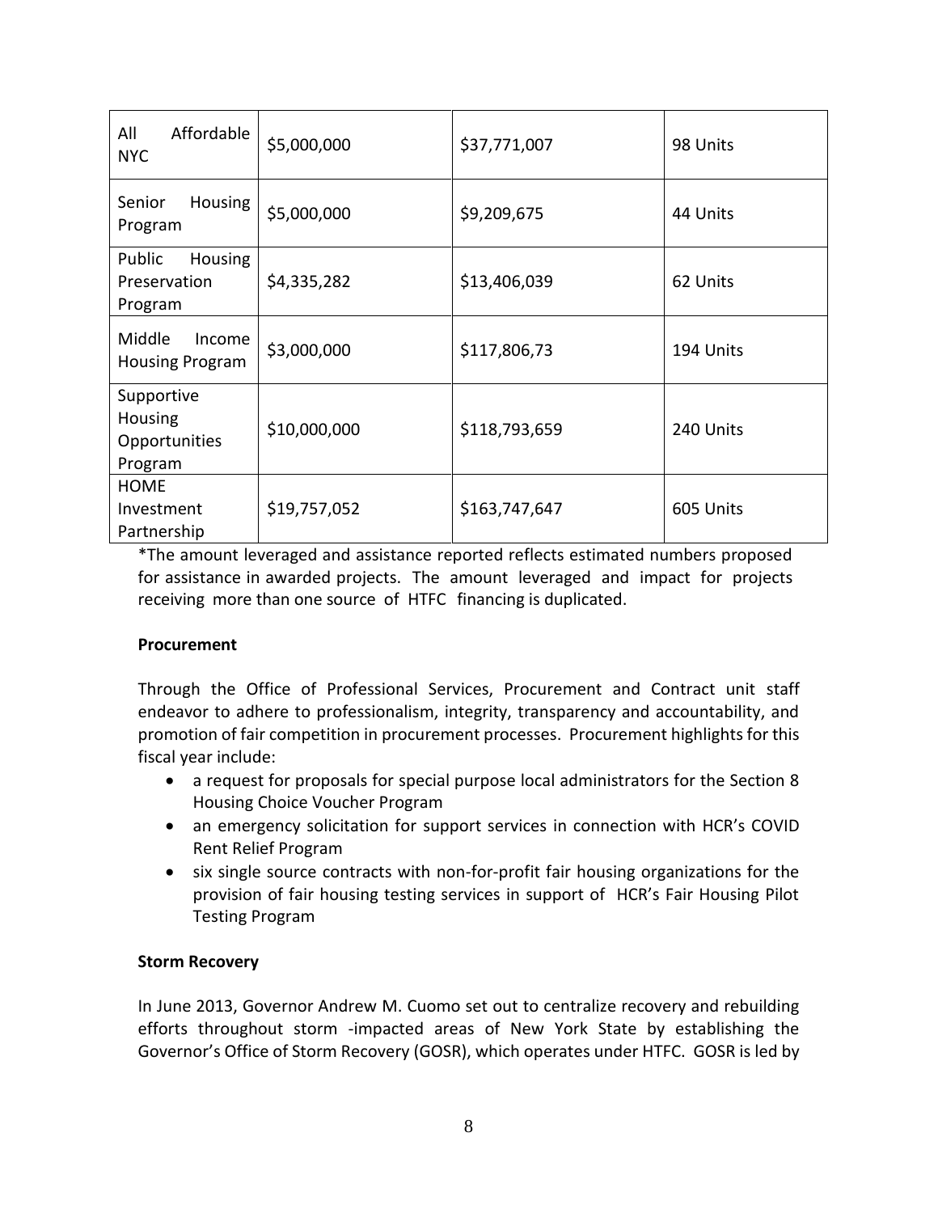| All Affordable NYC | $5,000,000 | $37,771,007 | 98 Units |
|---|---|---|---|
| Senior Housing Program | $5,000,000 | $9,209,675 | 44 Units |
| Public Housing Preservation Program | $4,335,282 | $13,406,039 | 62 Units |
| Middle Income Housing Program | $3,000,000 | $117,806,73 | 194 Units |
| Supportive Housing Opportunities Program | $10,000,000 | $118,793,659 | 240 Units |
| HOME Investment Partnership | $19,757,052 | $163,747,647 | 605 Units |

*The amount leveraged and assistance reported reflects estimated numbers proposed for assistance in awarded projects. The amount leveraged and impact for projects receiving more than one source of HTFC financing is duplicated.

**Procurement**

Through the Office of Professional Services, Procurement and Contract unit staff endeavor to adhere to professionalism, integrity, transparency and accountability, and promotion of fair competition in procurement processes. Procurement highlights for this fiscal year include:

- a request for proposals for special purpose local administrators for the Section 8 Housing Choice Voucher Program
- an emergency solicitation for support services in connection with HCR's COVID Rent Relief Program
- six single source contracts with non-for-profit fair housing organizations for the provision of fair housing testing services in support of HCR's Fair Housing Pilot Testing Program

**Storm Recovery**

In June 2013, Governor Andrew M. Cuomo set out to centralize recovery and rebuilding efforts throughout storm -impacted areas of New York State by establishing the Governor's Office of Storm Recovery (GOSR), which operates under HTFC. GOSR is led by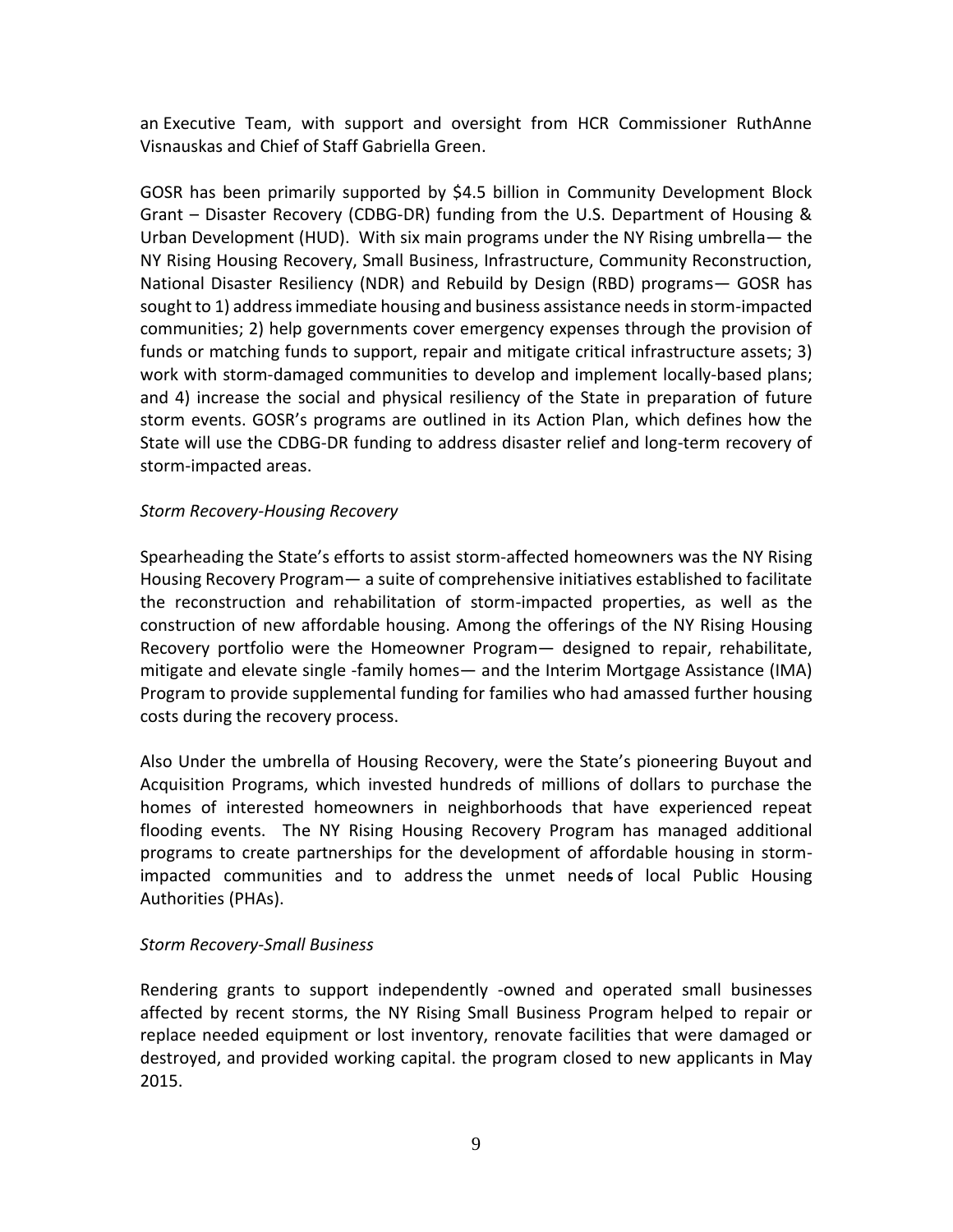an Executive Team, with support and oversight from HCR Commissioner RuthAnne Visnauskas and Chief of Staff Gabriella Green.

GOSR has been primarily supported by $4.5 billion in Community Development Block Grant – Disaster Recovery (CDBG-DR) funding from the U.S. Department of Housing & Urban Development (HUD). With six main programs under the NY Rising umbrella— the NY Rising Housing Recovery, Small Business, Infrastructure, Community Reconstruction, National Disaster Resiliency (NDR) and Rebuild by Design (RBD) programs— GOSR has sought to 1) address immediate housing and business assistance needs in storm-impacted communities; 2) help governments cover emergency expenses through the provision of funds or matching funds to support, repair and mitigate critical infrastructure assets; 3) work with storm-damaged communities to develop and implement locally-based plans; and 4) increase the social and physical resiliency of the State in preparation of future storm events. GOSR's programs are outlined in its Action Plan, which defines how the State will use the CDBG-DR funding to address disaster relief and long-term recovery of storm-impacted areas.

*Storm Recovery-Housing Recovery*

Spearheading the State's efforts to assist storm-affected homeowners was the NY Rising Housing Recovery Program— a suite of comprehensive initiatives established to facilitate the reconstruction and rehabilitation of storm-impacted properties, as well as the construction of new affordable housing. Among the offerings of the NY Rising Housing Recovery portfolio were the Homeowner Program— designed to repair, rehabilitate, mitigate and elevate single -family homes— and the Interim Mortgage Assistance (IMA) Program to provide supplemental funding for families who had amassed further housing costs during the recovery process.

Also Under the umbrella of Housing Recovery, were the State's pioneering Buyout and Acquisition Programs, which invested hundreds of millions of dollars to purchase the homes of interested homeowners in neighborhoods that have experienced repeat flooding events. The NY Rising Housing Recovery Program has managed additional programs to create partnerships for the development of affordable housing in storm-impacted communities and to address the unmet needs of local Public Housing Authorities (PHAs).

*Storm Recovery-Small Business*

Rendering grants to support independently -owned and operated small businesses affected by recent storms, the NY Rising Small Business Program helped to repair or replace needed equipment or lost inventory, renovate facilities that were damaged or destroyed, and provided working capital. the program closed to new applicants in May 2015.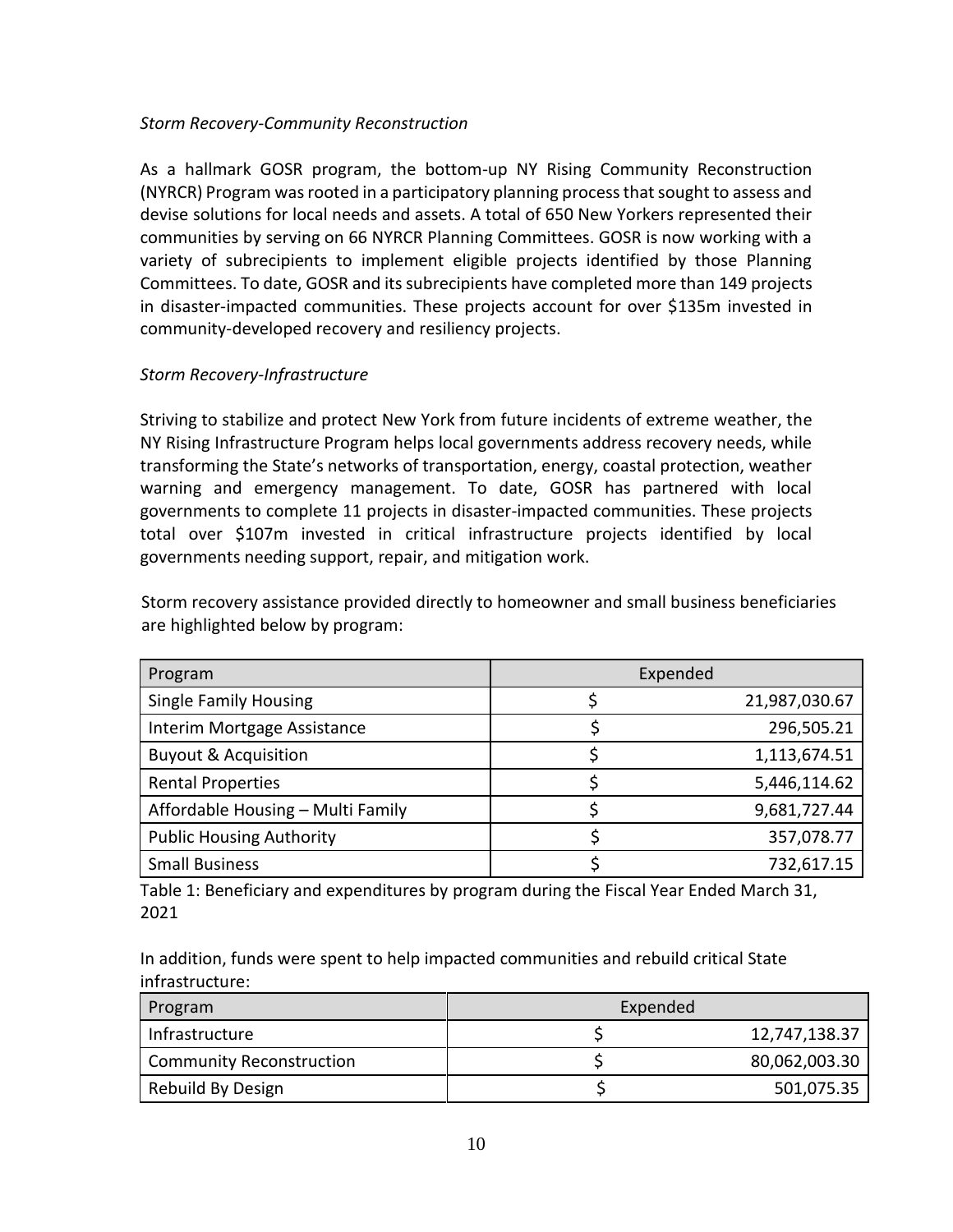*Storm Recovery-Community Reconstruction*

As a hallmark GOSR program, the bottom-up NY Rising Community Reconstruction (NYRCR) Program was rooted in a participatory planning process that sought to assess and devise solutions for local needs and assets. A total of 650 New Yorkers represented their communities by serving on 66 NYRCR Planning Committees. GOSR is now working with a variety of subrecipients to implement eligible projects identified by those Planning Committees. To date, GOSR and its subrecipients have completed more than 149 projects in disaster-impacted communities. These projects account for over $135m invested in community-developed recovery and resiliency projects.

*Storm Recovery-Infrastructure*

Striving to stabilize and protect New York from future incidents of extreme weather, the NY Rising Infrastructure Program helps local governments address recovery needs, while transforming the State's networks of transportation, energy, coastal protection, weather warning and emergency management. To date, GOSR has partnered with local governments to complete 11 projects in disaster-impacted communities. These projects total over $107m invested in critical infrastructure projects identified by local governments needing support, repair, and mitigation work.

Storm recovery assistance provided directly to homeowner and small business beneficiaries are highlighted below by program:

| Program | Expended | |
|---|---|---|
| Single Family Housing | $ | 21,987,030.67 |
| Interim Mortgage Assistance | $ | 296,505.21 |
| Buyout & Acquisition | $ | 1,113,674.51 |
| Rental Properties | $ | 5,446,114.62 |
| Affordable Housing – Multi Family | $ | 9,681,727.44 |
| Public Housing Authority | $ | 357,078.77 |
| Small Business | $ | 732,617.15 |

Table 1: Beneficiary and expenditures by program during the Fiscal Year Ended March 31, 2021

In addition, funds were spent to help impacted communities and rebuild critical State infrastructure:

| Program | Expended | |
|---|---|---|
| Infrastructure | $ | 12,747,138.37 |
| Community Reconstruction | $ | 80,062,003.30 |
| Rebuild By Design | $ | 501,075.35 |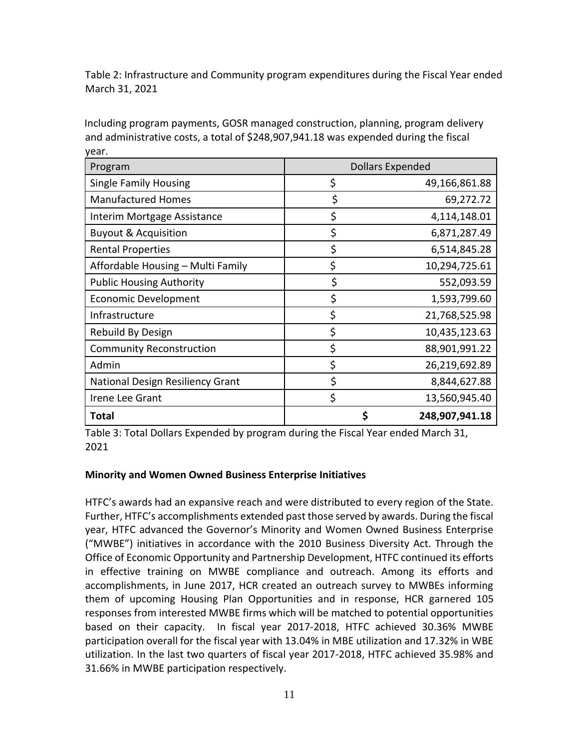Table 2: Infrastructure and Community program expenditures during the Fiscal Year ended March 31, 2021

Including program payments, GOSR managed construction, planning, program delivery and administrative costs, a total of $248,907,941.18 was expended during the fiscal year.

| Program | Dollars Expended |
|---|---|
| Single Family Housing | $ 49,166,861.88 |
| Manufactured Homes | $ 69,272.72 |
| Interim Mortgage Assistance | $ 4,114,148.01 |
| Buyout & Acquisition | $ 6,871,287.49 |
| Rental Properties | $ 6,514,845.28 |
| Affordable Housing – Multi Family | $ 10,294,725.61 |
| Public Housing Authority | $ 552,093.59 |
| Economic Development | $ 1,593,799.60 |
| Infrastructure | $ 21,768,525.98 |
| Rebuild By Design | $ 10,435,123.63 |
| Community Reconstruction | $ 88,901,991.22 |
| Admin | $ 26,219,692.89 |
| National Design Resiliency Grant | $ 8,844,627.88 |
| Irene Lee Grant | $ 13,560,945.40 |
| **Total** | **$ 248,907,941.18** |

Table 3: Total Dollars Expended by program during the Fiscal Year ended March 31, 2021

**Minority and Women Owned Business Enterprise Initiatives**

HTFC's awards had an expansive reach and were distributed to every region of the State. Further, HTFC's accomplishments extended past those served by awards. During the fiscal year, HTFC advanced the Governor's Minority and Women Owned Business Enterprise ("MWBE") initiatives in accordance with the 2010 Business Diversity Act. Through the Office of Economic Opportunity and Partnership Development, HTFC continued its efforts in effective training on MWBE compliance and outreach. Among its efforts and accomplishments, in June 2017, HCR created an outreach survey to MWBEs informing them of upcoming Housing Plan Opportunities and in response, HCR garnered 105 responses from interested MWBE firms which will be matched to potential opportunities based on their capacity. In fiscal year 2017-2018, HTFC achieved 30.36% MWBE participation overall for the fiscal year with 13.04% in MBE utilization and 17.32% in WBE utilization. In the last two quarters of fiscal year 2017-2018, HTFC achieved 35.98% and 31.66% in MWBE participation respectively.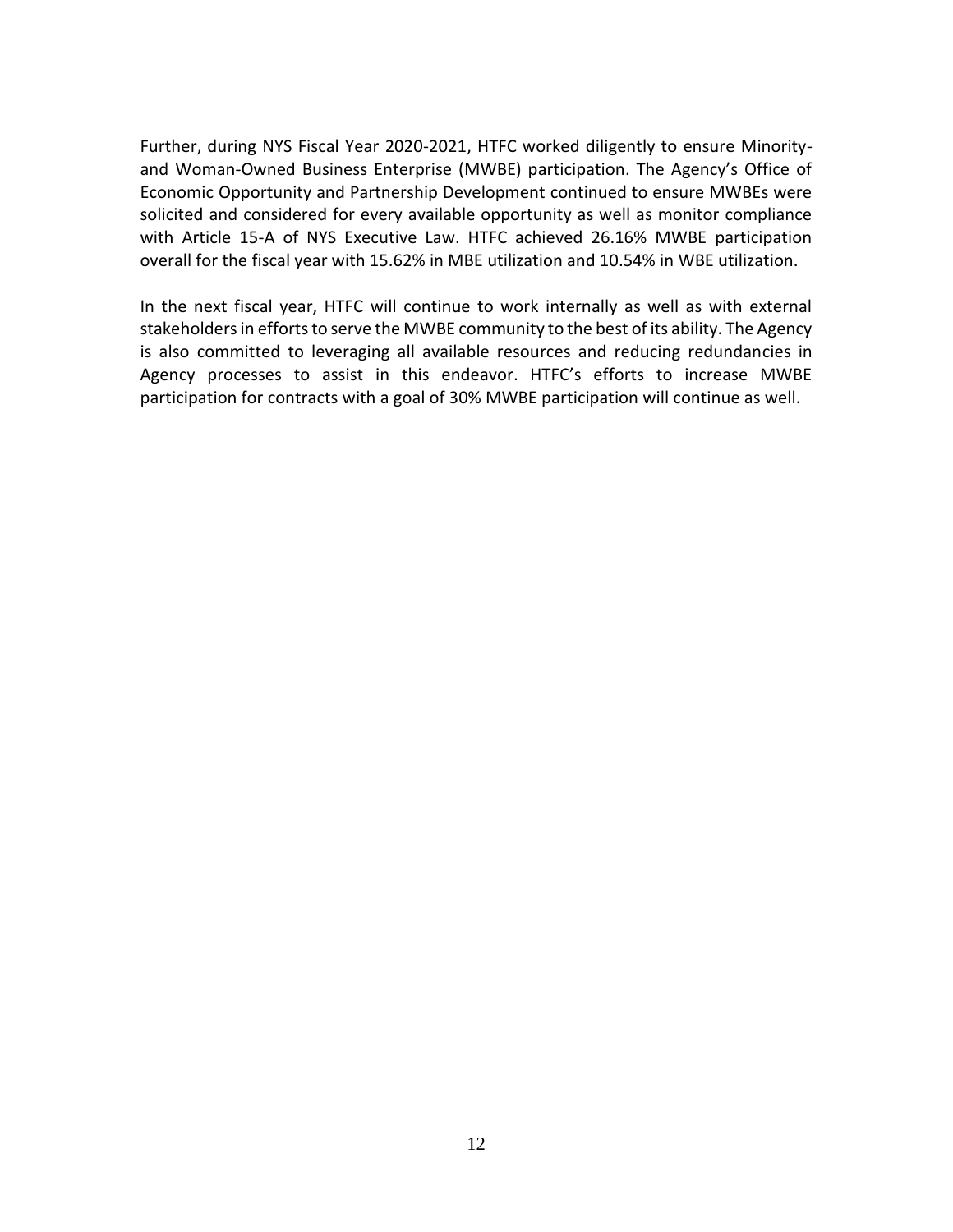Further, during NYS Fiscal Year 2020-2021, HTFC worked diligently to ensure Minority- and Woman-Owned Business Enterprise (MWBE) participation. The Agency's Office of Economic Opportunity and Partnership Development continued to ensure MWBEs were solicited and considered for every available opportunity as well as monitor compliance with Article 15-A of NYS Executive Law. HTFC achieved 26.16% MWBE participation overall for the fiscal year with 15.62% in MBE utilization and 10.54% in WBE utilization.

In the next fiscal year, HTFC will continue to work internally as well as with external stakeholders in efforts to serve the MWBE community to the best of its ability. The Agency is also committed to leveraging all available resources and reducing redundancies in Agency processes to assist in this endeavor. HTFC's efforts to increase MWBE participation for contracts with a goal of 30% MWBE participation will continue as well.